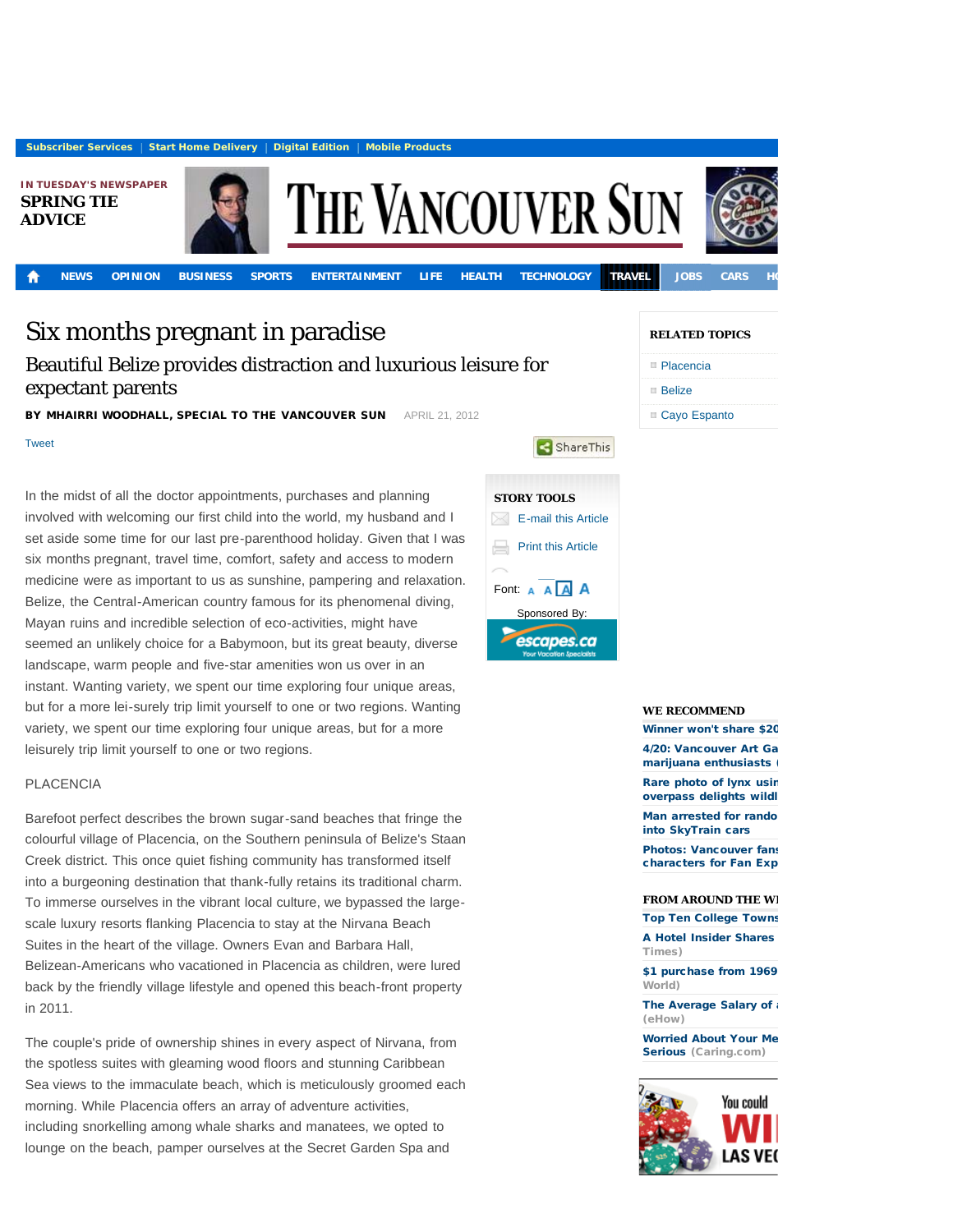# Six months pregnant in paradise

## Beautiful Belize provides distraction and luxurious leisure for expectant parents

**BY MHAIRRI WOODHALL, SPECIAL TO THE VANCOUVER SUN** APRIL 21, 2012

In the midst of all the doctor appointments, purchases and planning involved with welcoming our first child into the world, my husband and I set aside some time for our last pre-parenthood holiday. Given that I was six months pregnant, travel time, comfort, safety and access to modern medicine were as important to us as sunshine, pampering and relaxation. Belize, the Central-American country famous for its phenomenal diving, Mayan ruins and incredible selection of eco-activities, might have seemed an unlikely choice for a Babymoon, but its great beauty, diverse landscape, warm people and five-star amenities won us over in an instant. Wanting variety, we spent our time exploring four unique areas, but for a more lei-surely trip limit yourself to one or two regions. Wanting variety, we spent our time exploring four unique areas, but for a more leisurely trip limit yourself to one or two regions.

PLACENCIA

Barefoot perfect describes the brown sugar-sand beaches that fringe the colourful village of Placencia, on the Southern peninsula of Belize's Staan Creek district. This once quiet fishing community has transformed itself into a burgeoning destination that thank-fully retains its traditional charm. To immerse ourselves in the vibrant local culture, we bypassed the large-scale luxury resorts flanking Placencia to stay at the Nirvana Beach Suites in the heart of the village. Owners Evan and Barbara Hall, Belizean-Americans who vacationed in Placencia as children, were lured back by the friendly village lifestyle and opened this beach-front property in 2011.

The couple's pride of ownership shines in every aspect of Nirvana, from the spotless suites with gleaming wood floors and stunning Caribbean Sea views to the immaculate beach, which is meticulously groomed each morning. While Placencia offers an array of adventure activities, including snorkelling among whale sharks and manatees, we opted to lounge on the beach, pamper ourselves at the Secret Garden Spa and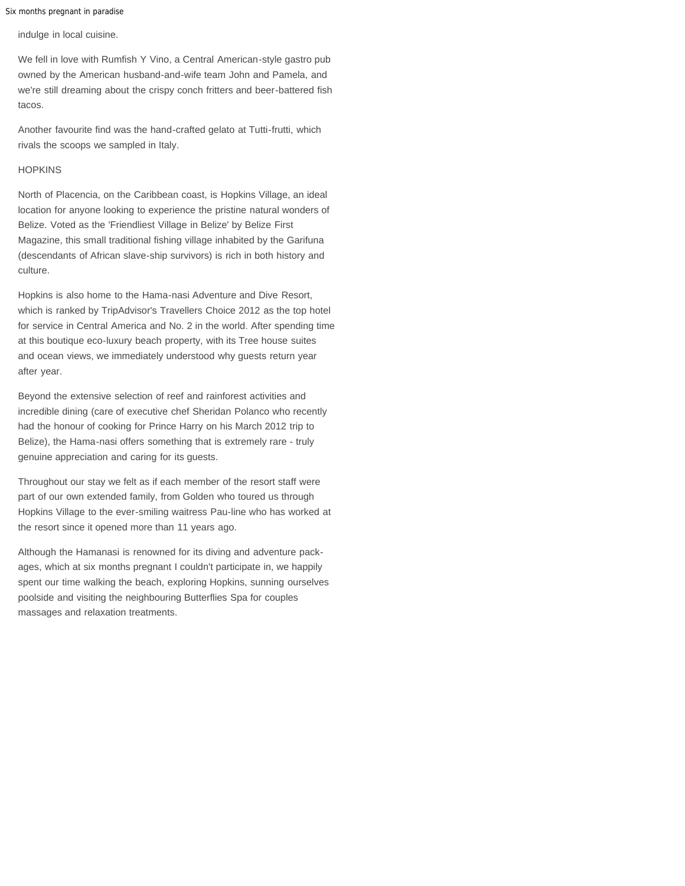indulge in local cuisine.

We fell in love with Rumfish Y Vino, a Central American-style gastro pub owned by the American husband-and-wife team John and Pamela, and we're still dreaming about the crispy conch fritters and beer-battered fish tacos.

Another favourite find was the hand-crafted gelato at Tutti-frutti, which rivals the scoops we sampled in Italy.

## HOPKINS

North of Placencia, on the Caribbean coast, is Hopkins Village, an ideal location for anyone looking to experience the pristine natural wonders of Belize. Voted as the 'Friendliest Village in Belize' by Belize First Magazine, this small traditional fishing village inhabited by the Garifuna (descendants of African slave-ship survivors) is rich in both history and culture.

Hopkins is also home to the Hama-nasi Adventure and Dive Resort, which is ranked by TripAdvisor's Travellers Choice 2012 as the top hotel for service in Central America and No. 2 in the world. After spending time at this boutique eco-luxury beach property, with its Tree house suites and ocean views, we immediately understood why guests return year after year.

Beyond the extensive selection of reef and rainforest activities and incredible dining (care of executive chef Sheridan Polanco who recently had the honour of cooking for Prince Harry on his March 2012 trip to Belize), the Hama-nasi offers something that is extremely rare - truly genuine appreciation and caring for its guests.

Throughout our stay we felt as if each member of the resort staff were part of our own extended family, from Golden who toured us through Hopkins Village to the ever-smiling waitress Pau-line who has worked at the resort since it opened more than 11 years ago.

Although the Hamanasi is renowned for its diving and adventure pack-ages, which at six months pregnant I couldn't participate in, we happily spent our time walking the beach, exploring Hopkins, sunning ourselves poolside and visiting the neighbouring Butterflies Spa for couples massages and relaxation treatments.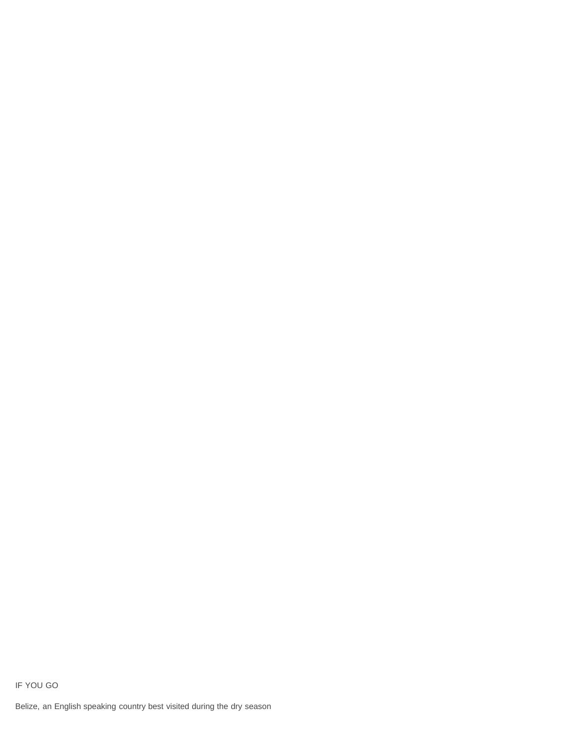IF YOU GO

Belize, an English speaking country best visited during the dry season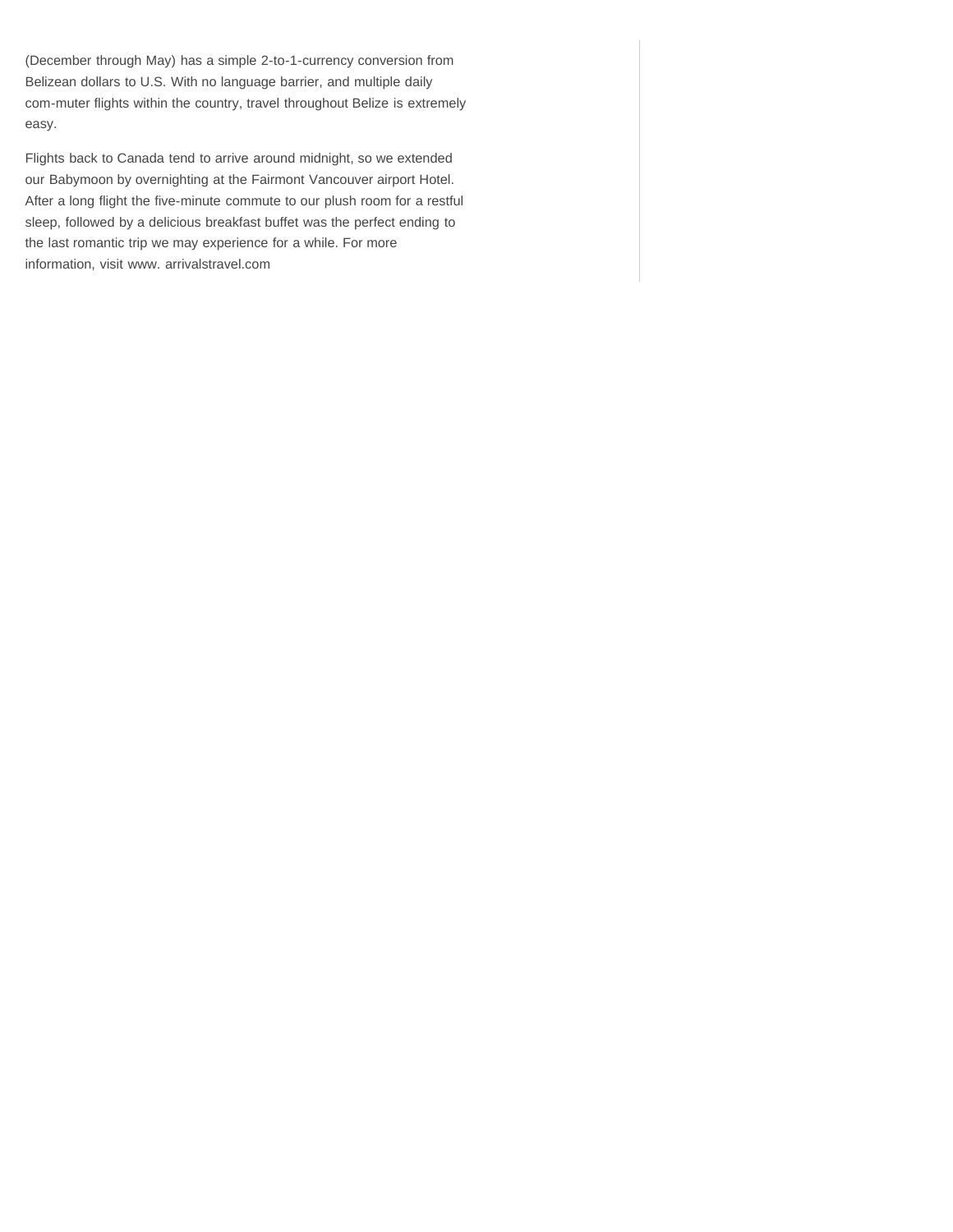(December through May) has a simple 2-to-1-currency conversion from Belizean dollars to U.S. With no language barrier, and multiple daily com-muter flights within the country, travel throughout Belize is extremely easy.

Flights back to Canada tend to arrive around midnight, so we extended our Babymoon by overnighting at the Fairmont Vancouver airport Hotel. After a long flight the five-minute commute to our plush room for a restful sleep, followed by a delicious breakfast buffet was the perfect ending to the last romantic trip we may experience for a while. For more information, visit www. arrivalstravel.com